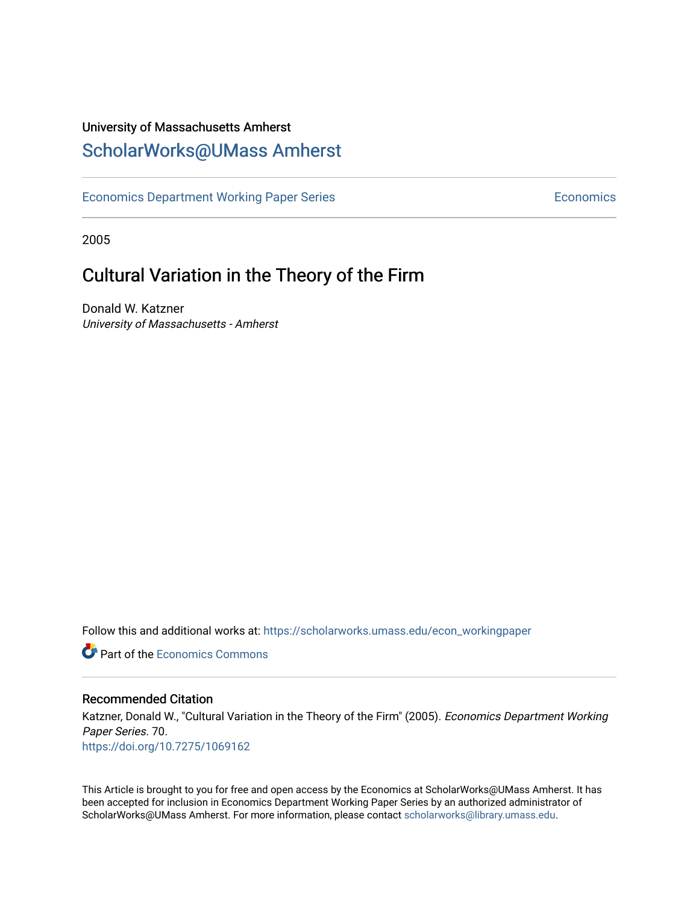University of Massachusetts Amherst

# ScholarWorks@UMass Amherst

Economics Department Working Paper Series | Economics

2005

## Cultural Variation in the Theory of the Firm

Donald W. Katzner
*University of Massachusetts - Amherst*

Follow this and additional works at: https://scholarworks.umass.edu/econ_workingpaper

Part of the Economics Commons

### Recommended Citation

Katzner, Donald W., "Cultural Variation in the Theory of the Firm" (2005). *Economics Department Working Paper Series*. 70.
https://doi.org/10.7275/1069162

This Article is brought to you for free and open access by the Economics at ScholarWorks@UMass Amherst. It has been accepted for inclusion in Economics Department Working Paper Series by an authorized administrator of ScholarWorks@UMass Amherst. For more information, please contact scholarworks@library.umass.edu.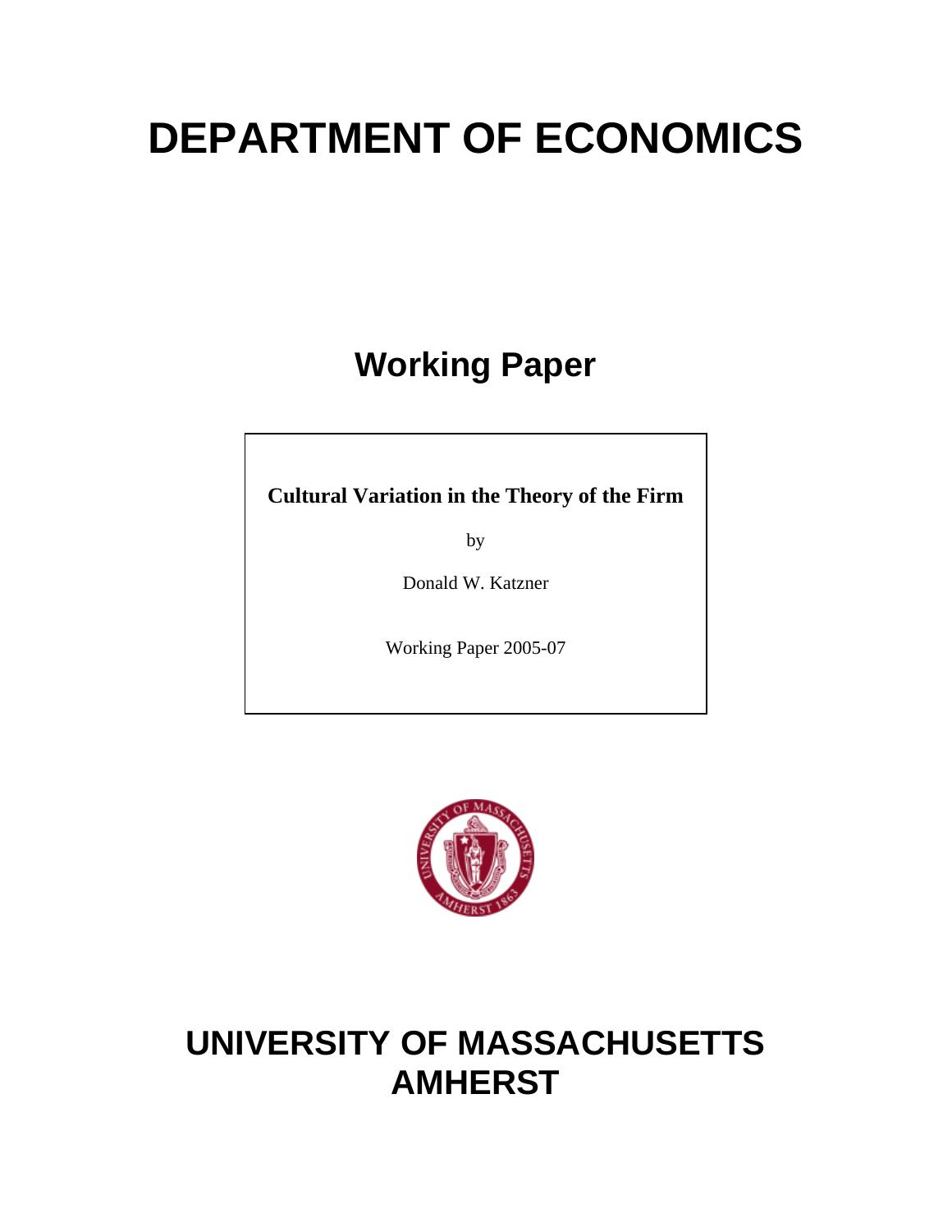# DEPARTMENT OF ECONOMICS

## Working Paper

**Cultural Variation in the Theory of the Firm**

by

Donald W. Katzner

Working Paper 2005-07

# UNIVERSITY OF MASSACHUSETTS AMHERST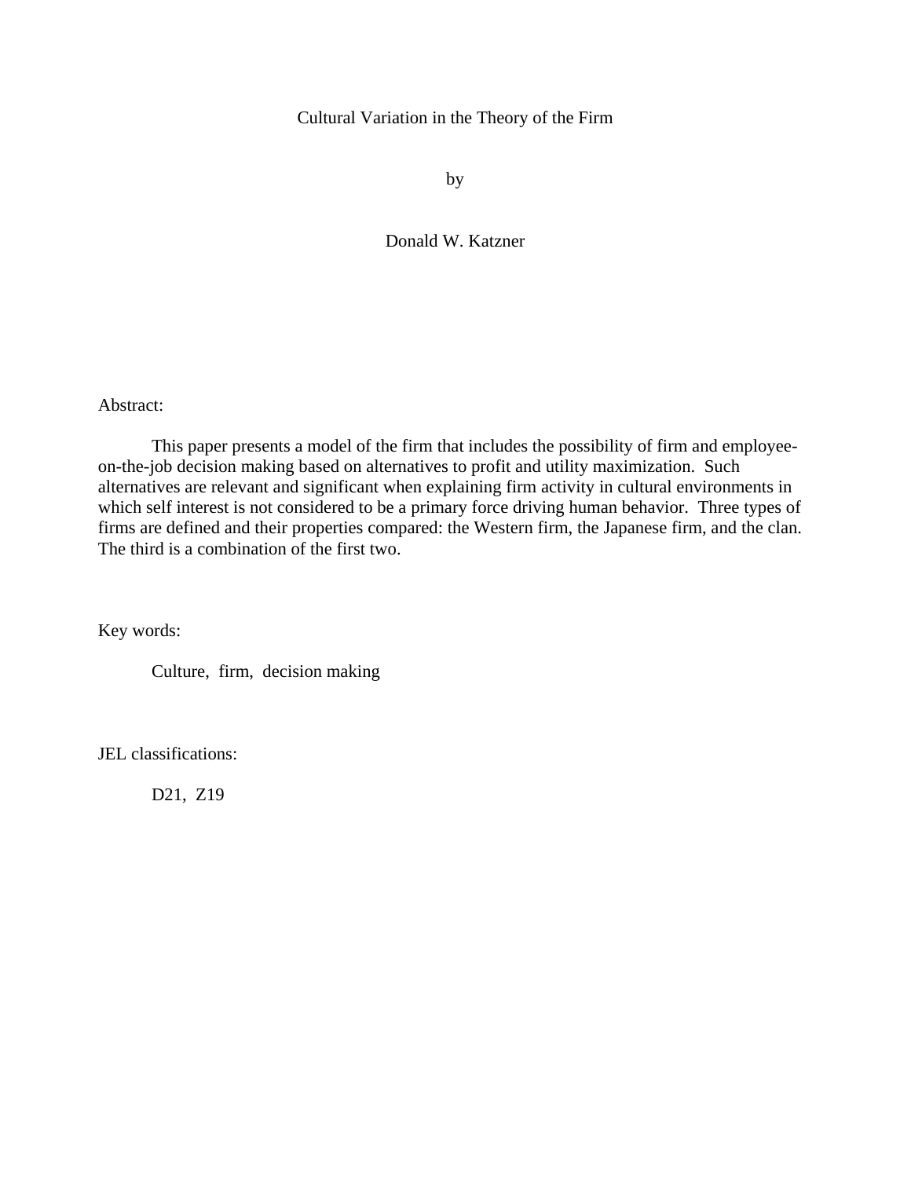# Cultural Variation in the Theory of the Firm

by

Donald W. Katzner

Abstract:

This paper presents a model of the firm that includes the possibility of firm and employee-on-the-job decision making based on alternatives to profit and utility maximization. Such alternatives are relevant and significant when explaining firm activity in cultural environments in which self interest is not considered to be a primary force driving human behavior. Three types of firms are defined and their properties compared: the Western firm, the Japanese firm, and the clan. The third is a combination of the first two.

Key words:

Culture, firm, decision making

JEL classifications:

D21, Z19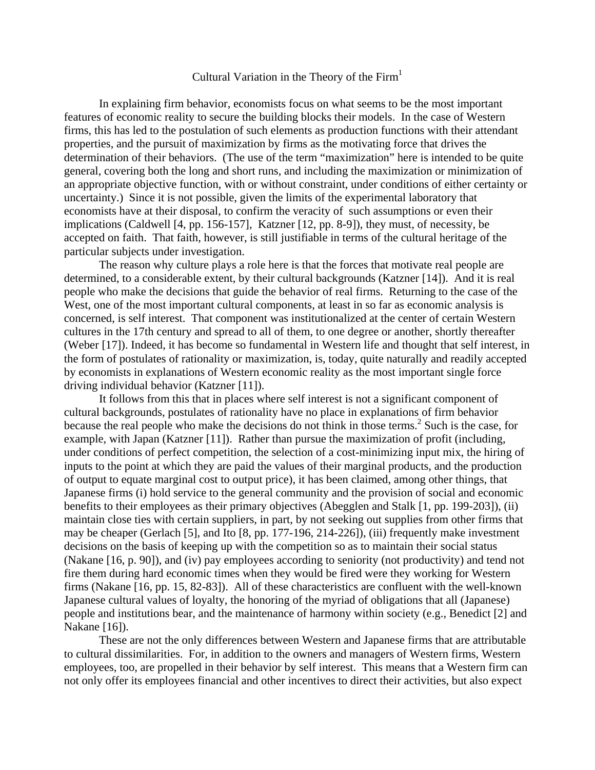# Cultural Variation in the Theory of the Firm[1]

In explaining firm behavior, economists focus on what seems to be the most important features of economic reality to secure the building blocks their models. In the case of Western firms, this has led to the postulation of such elements as production functions with their attendant properties, and the pursuit of maximization by firms as the motivating force that drives the determination of their behaviors. (The use of the term "maximization" here is intended to be quite general, covering both the long and short runs, and including the maximization or minimization of an appropriate objective function, with or without constraint, under conditions of either certainty or uncertainty.) Since it is not possible, given the limits of the experimental laboratory that economists have at their disposal, to confirm the veracity of such assumptions or even their implications (Caldwell [4, pp. 156-157], Katzner [12, pp. 8-9]), they must, of necessity, be accepted on faith. That faith, however, is still justifiable in terms of the cultural heritage of the particular subjects under investigation.

The reason why culture plays a role here is that the forces that motivate real people are determined, to a considerable extent, by their cultural backgrounds (Katzner [14]). And it is real people who make the decisions that guide the behavior of real firms. Returning to the case of the West, one of the most important cultural components, at least in so far as economic analysis is concerned, is self interest. That component was institutionalized at the center of certain Western cultures in the 17th century and spread to all of them, to one degree or another, shortly thereafter (Weber [17]). Indeed, it has become so fundamental in Western life and thought that self interest, in the form of postulates of rationality or maximization, is, today, quite naturally and readily accepted by economists in explanations of Western economic reality as the most important single force driving individual behavior (Katzner [11]).

It follows from this that in places where self interest is not a significant component of cultural backgrounds, postulates of rationality have no place in explanations of firm behavior because the real people who make the decisions do not think in those terms.[2] Such is the case, for example, with Japan (Katzner [11]). Rather than pursue the maximization of profit (including, under conditions of perfect competition, the selection of a cost-minimizing input mix, the hiring of inputs to the point at which they are paid the values of their marginal products, and the production of output to equate marginal cost to output price), it has been claimed, among other things, that Japanese firms (i) hold service to the general community and the provision of social and economic benefits to their employees as their primary objectives (Abegglen and Stalk [1, pp. 199-203]), (ii) maintain close ties with certain suppliers, in part, by not seeking out supplies from other firms that may be cheaper (Gerlach [5], and Ito [8, pp. 177-196, 214-226]), (iii) frequently make investment decisions on the basis of keeping up with the competition so as to maintain their social status (Nakane [16, p. 90]), and (iv) pay employees according to seniority (not productivity) and tend not fire them during hard economic times when they would be fired were they working for Western firms (Nakane [16, pp. 15, 82-83]). All of these characteristics are confluent with the well-known Japanese cultural values of loyalty, the honoring of the myriad of obligations that all (Japanese) people and institutions bear, and the maintenance of harmony within society (e.g., Benedict [2] and Nakane [16]).

These are not the only differences between Western and Japanese firms that are attributable to cultural dissimilarities. For, in addition to the owners and managers of Western firms, Western employees, too, are propelled in their behavior by self interest. This means that a Western firm can not only offer its employees financial and other incentives to direct their activities, but also expect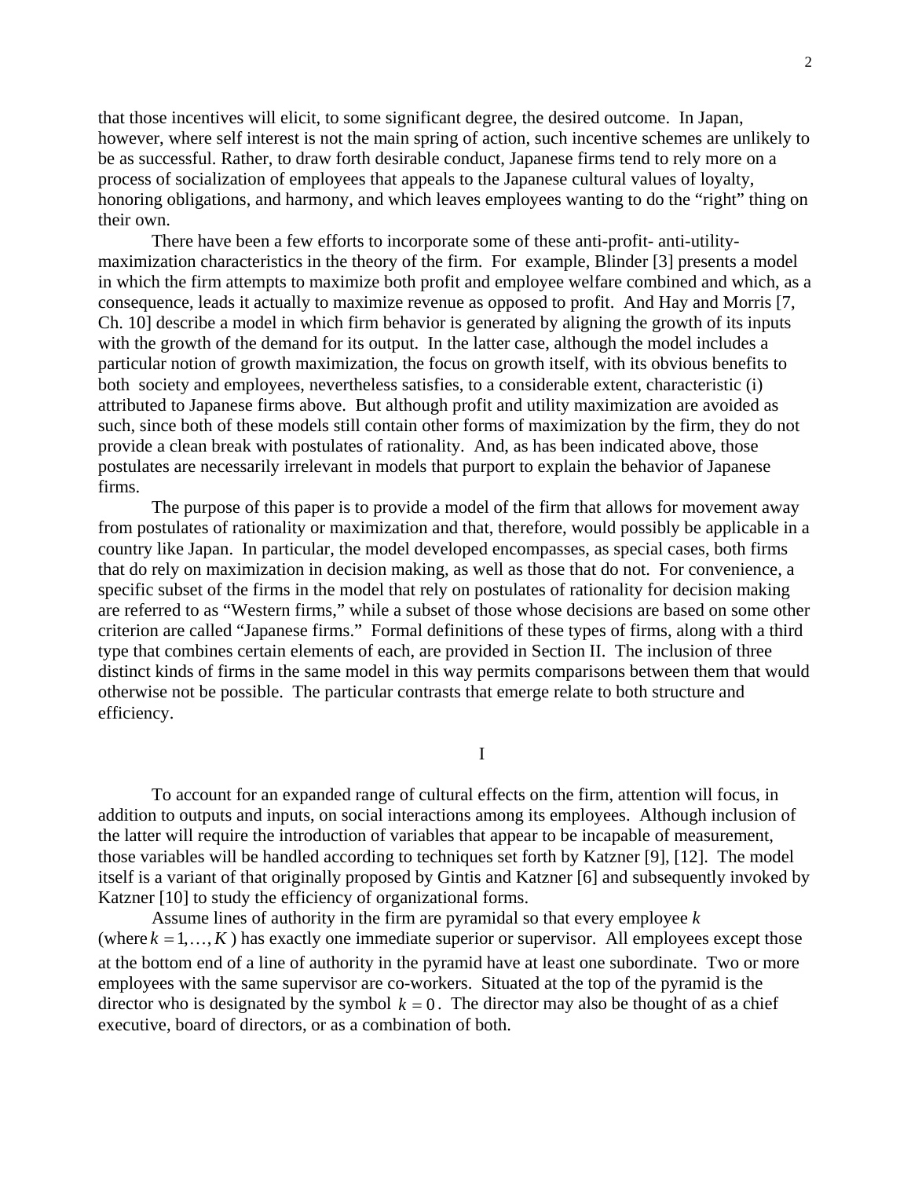that those incentives will elicit, to some significant degree, the desired outcome. In Japan, however, where self interest is not the main spring of action, such incentive schemes are unlikely to be as successful. Rather, to draw forth desirable conduct, Japanese firms tend to rely more on a process of socialization of employees that appeals to the Japanese cultural values of loyalty, honoring obligations, and harmony, and which leaves employees wanting to do the "right" thing on their own.

There have been a few efforts to incorporate some of these anti-profit- anti-utility-maximization characteristics in the theory of the firm. For example, Blinder [3] presents a model in which the firm attempts to maximize both profit and employee welfare combined and which, as a consequence, leads it actually to maximize revenue as opposed to profit. And Hay and Morris [7, Ch. 10] describe a model in which firm behavior is generated by aligning the growth of its inputs with the growth of the demand for its output. In the latter case, although the model includes a particular notion of growth maximization, the focus on growth itself, with its obvious benefits to both society and employees, nevertheless satisfies, to a considerable extent, characteristic (i) attributed to Japanese firms above. But although profit and utility maximization are avoided as such, since both of these models still contain other forms of maximization by the firm, they do not provide a clean break with postulates of rationality. And, as has been indicated above, those postulates are necessarily irrelevant in models that purport to explain the behavior of Japanese firms.

The purpose of this paper is to provide a model of the firm that allows for movement away from postulates of rationality or maximization and that, therefore, would possibly be applicable in a country like Japan. In particular, the model developed encompasses, as special cases, both firms that do rely on maximization in decision making, as well as those that do not. For convenience, a specific subset of the firms in the model that rely on postulates of rationality for decision making are referred to as "Western firms," while a subset of those whose decisions are based on some other criterion are called "Japanese firms." Formal definitions of these types of firms, along with a third type that combines certain elements of each, are provided in Section II. The inclusion of three distinct kinds of firms in the same model in this way permits comparisons between them that would otherwise not be possible. The particular contrasts that emerge relate to both structure and efficiency.

## I

To account for an expanded range of cultural effects on the firm, attention will focus, in addition to outputs and inputs, on social interactions among its employees. Although inclusion of the latter will require the introduction of variables that appear to be incapable of measurement, those variables will be handled according to techniques set forth by Katzner [9], [12]. The model itself is a variant of that originally proposed by Gintis and Katzner [6] and subsequently invoked by Katzner [10] to study the efficiency of organizational forms.

Assume lines of authority in the firm are pyramidal so that every employee $k$ (where $k = 1, \dots, K$ ) has exactly one immediate superior or supervisor. All employees except those at the bottom end of a line of authority in the pyramid have at least one subordinate. Two or more employees with the same supervisor are co-workers. Situated at the top of the pyramid is the director who is designated by the symbol $k = 0$. The director may also be thought of as a chief executive, board of directors, or as a combination of both.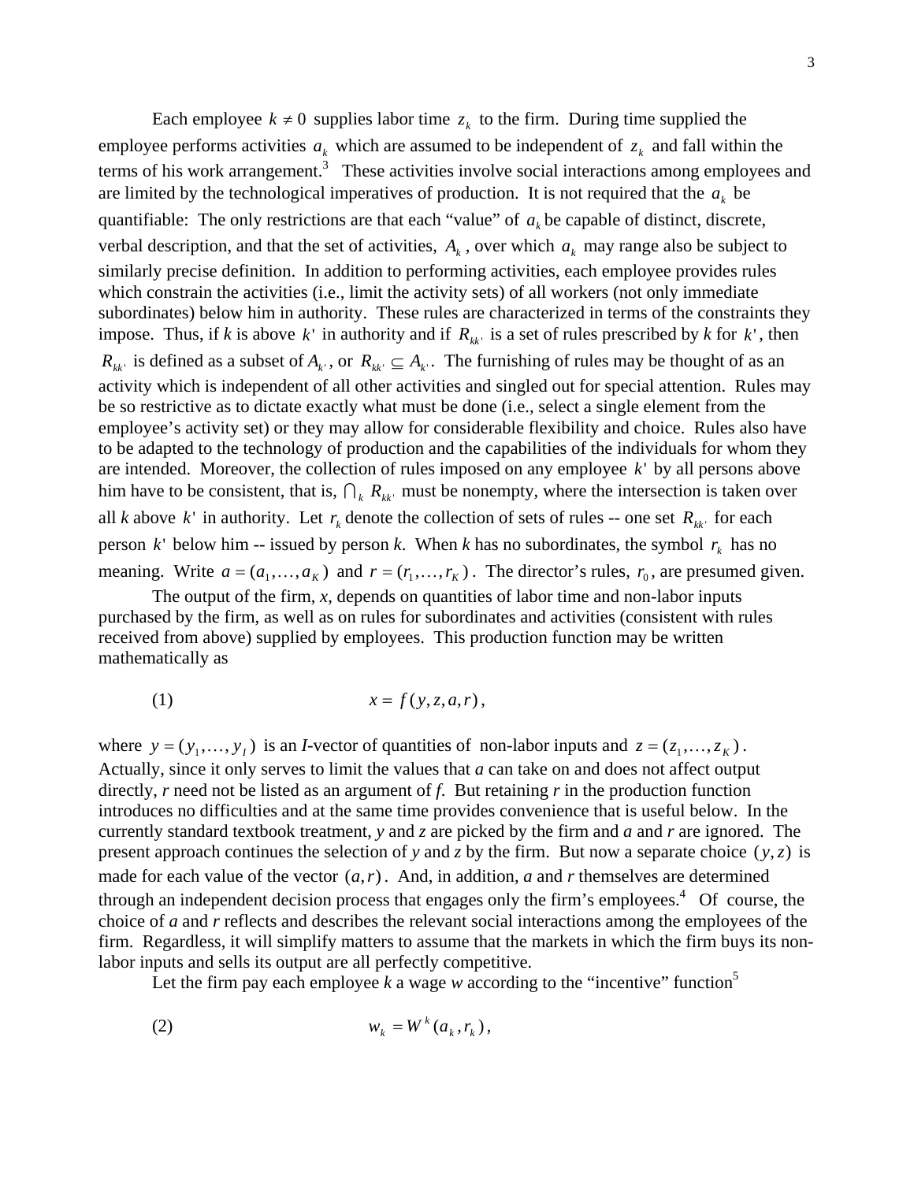Each employee $k \neq 0$ supplies labor time $z_k$ to the firm. During time supplied the employee performs activities $a_k$ which are assumed to be independent of $z_k$ and fall within the terms of his work arrangement.[3] These activities involve social interactions among employees and are limited by the technological imperatives of production. It is not required that the $a_k$ be quantifiable: The only restrictions are that each "value" of $a_k$ be capable of distinct, discrete, verbal description, and that the set of activities, $A_k$, over which $a_k$ may range also be subject to similarly precise definition. In addition to performing activities, each employee provides rules which constrain the activities (i.e., limit the activity sets) of all workers (not only immediate subordinates) below him in authority. These rules are characterized in terms of the constraints they impose. Thus, if *k* is above $k'$ in authority and if $R_{kk'}$ is a set of rules prescribed by *k* for $k'$, then $R_{kk'}$ is defined as a subset of $A_{k'}$, or $R_{kk'} \subseteq A_{k'}$. The furnishing of rules may be thought of as an activity which is independent of all other activities and singled out for special attention. Rules may be so restrictive as to dictate exactly what must be done (i.e., select a single element from the employee's activity set) or they may allow for considerable flexibility and choice. Rules also have to be adapted to the technology of production and the capabilities of the individuals for whom they are intended. Moreover, the collection of rules imposed on any employee $k'$ by all persons above him have to be consistent, that is, $\bigcap_k R_{kk'}$ must be nonempty, where the intersection is taken over all *k* above $k'$ in authority. Let $r_k$ denote the collection of sets of rules -- one set $R_{kk'}$ for each person $k'$ below him -- issued by person *k*. When *k* has no subordinates, the symbol $r_k$ has no meaning. Write $a = (a_1, \ldots, a_K)$ and $r = (r_1, \ldots, r_K)$. The director's rules, $r_0$, are presumed given.

The output of the firm, *x*, depends on quantities of labor time and non-labor inputs purchased by the firm, as well as on rules for subordinates and activities (consistent with rules received from above) supplied by employees. This production function may be written mathematically as

$$x = f(y, z, a, r), \tag{1}$$

where $y = (y_1, \ldots, y_I)$ is an *I*-vector of quantities of non-labor inputs and $z = (z_1, \ldots, z_K)$. Actually, since it only serves to limit the values that *a* can take on and does not affect output directly, *r* need not be listed as an argument of *f*. But retaining *r* in the production function introduces no difficulties and at the same time provides convenience that is useful below. In the currently standard textbook treatment, *y* and *z* are picked by the firm and *a* and *r* are ignored. The present approach continues the selection of *y* and *z* by the firm. But now a separate choice $(y, z)$ is made for each value of the vector $(a, r)$. And, in addition, *a* and *r* themselves are determined through an independent decision process that engages only the firm's employees.[4] Of course, the choice of *a* and *r* reflects and describes the relevant social interactions among the employees of the firm. Regardless, it will simplify matters to assume that the markets in which the firm buys its non-labor inputs and sells its output are all perfectly competitive.

Let the firm pay each employee *k* a wage *w* according to the "incentive" function[5]

$$w_k = W^k(a_k, r_k), \tag{2}$$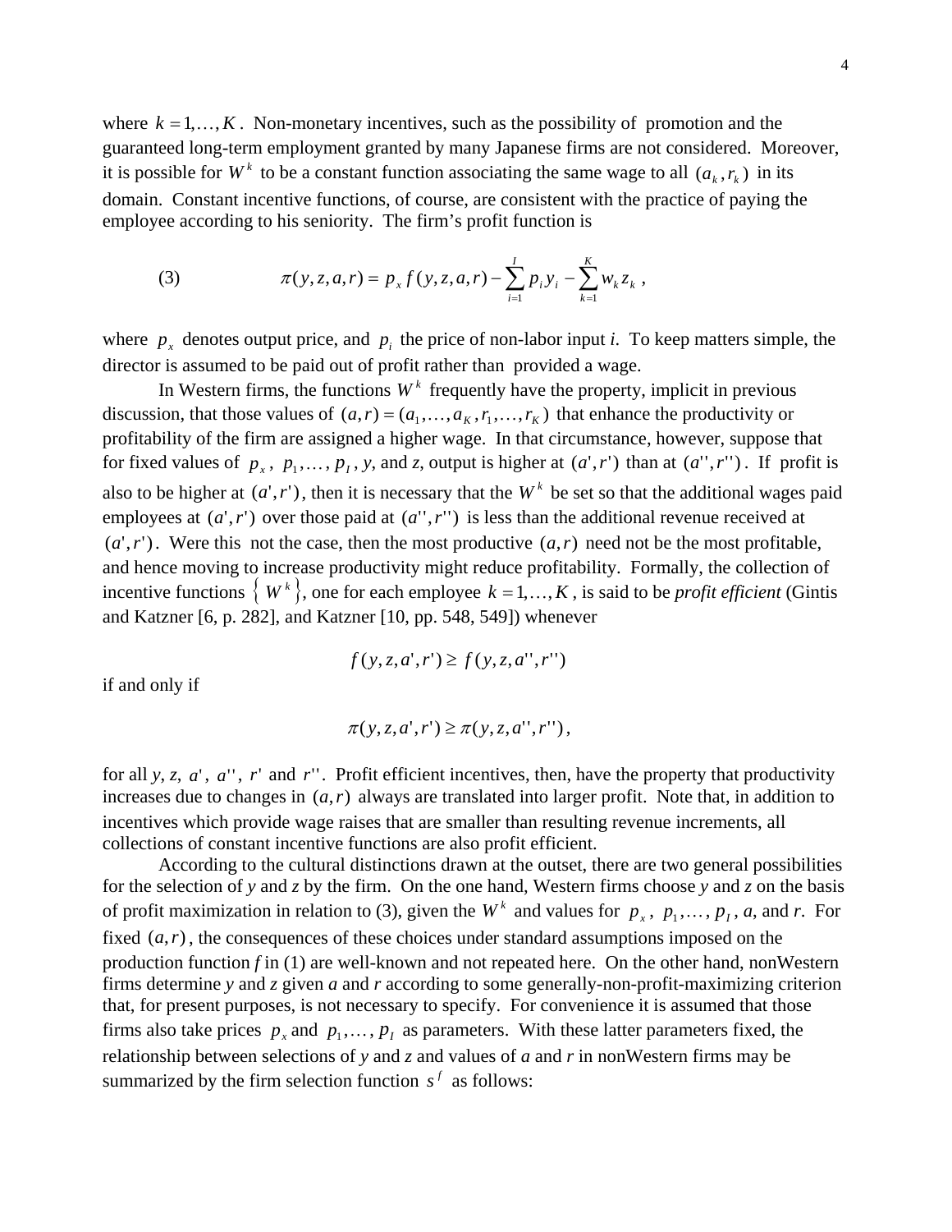where $k = 1,\ldots,K$. Non-monetary incentives, such as the possibility of promotion and the guaranteed long-term employment granted by many Japanese firms are not considered. Moreover, it is possible for $W^k$ to be a constant function associating the same wage to all $(a_k, r_k)$ in its domain. Constant incentive functions, of course, are consistent with the practice of paying the employee according to his seniority. The firm's profit function is

$$\text{(3)} \qquad \pi(y,z,a,r) = p_x f(y,z,a,r) - \sum_{i=1}^{I} p_i y_i - \sum_{k=1}^{K} w_k z_k \,,$$

where $p_x$ denotes output price, and $p_i$ the price of non-labor input *i*. To keep matters simple, the director is assumed to be paid out of profit rather than provided a wage.

In Western firms, the functions $W^k$ frequently have the property, implicit in previous discussion, that those values of $(a,r) = (a_1,\ldots,a_K, r_1,\ldots,r_K)$ that enhance the productivity or profitability of the firm are assigned a higher wage. In that circumstance, however, suppose that for fixed values of $p_x$, $p_1,\ldots,p_I$, *y*, and *z*, output is higher at $(a',r')$ than at $(a'',r'')$. If profit is also to be higher at $(a',r')$, then it is necessary that the $W^k$ be set so that the additional wages paid employees at $(a',r')$ over those paid at $(a'',r'')$ is less than the additional revenue received at $(a',r')$. Were this not the case, then the most productive $(a,r)$ need not be the most profitable, and hence moving to increase productivity might reduce profitability. Formally, the collection of incentive functions $\{W^k\}$, one for each employee $k = 1,\ldots,K$, is said to be *profit efficient* (Gintis and Katzner [6, p. 282], and Katzner [10, pp. 548, 549]) whenever

$$f(y,z,a',r') \geq f(y,z,a'',r'')$$

if and only if

$$\pi(y,z,a',r') \geq \pi(y,z,a'',r''),$$

for all *y*, *z*, $a'$, $a''$, $r'$ and $r''$. Profit efficient incentives, then, have the property that productivity increases due to changes in $(a,r)$ always are translated into larger profit. Note that, in addition to incentives which provide wage raises that are smaller than resulting revenue increments, all collections of constant incentive functions are also profit efficient.

According to the cultural distinctions drawn at the outset, there are two general possibilities for the selection of *y* and *z* by the firm. On the one hand, Western firms choose *y* and *z* on the basis of profit maximization in relation to (3), given the $W^k$ and values for $p_x$, $p_1,\ldots,p_I$, *a*, and *r*. For fixed $(a,r)$, the consequences of these choices under standard assumptions imposed on the production function *f* in (1) are well-known and not repeated here. On the other hand, nonWestern firms determine *y* and *z* given *a* and *r* according to some generally-non-profit-maximizing criterion that, for present purposes, is not necessary to specify. For convenience it is assumed that those firms also take prices $p_x$ and $p_1,\ldots,p_I$ as parameters. With these latter parameters fixed, the relationship between selections of *y* and *z* and values of *a* and *r* in nonWestern firms may be summarized by the firm selection function $s^f$ as follows: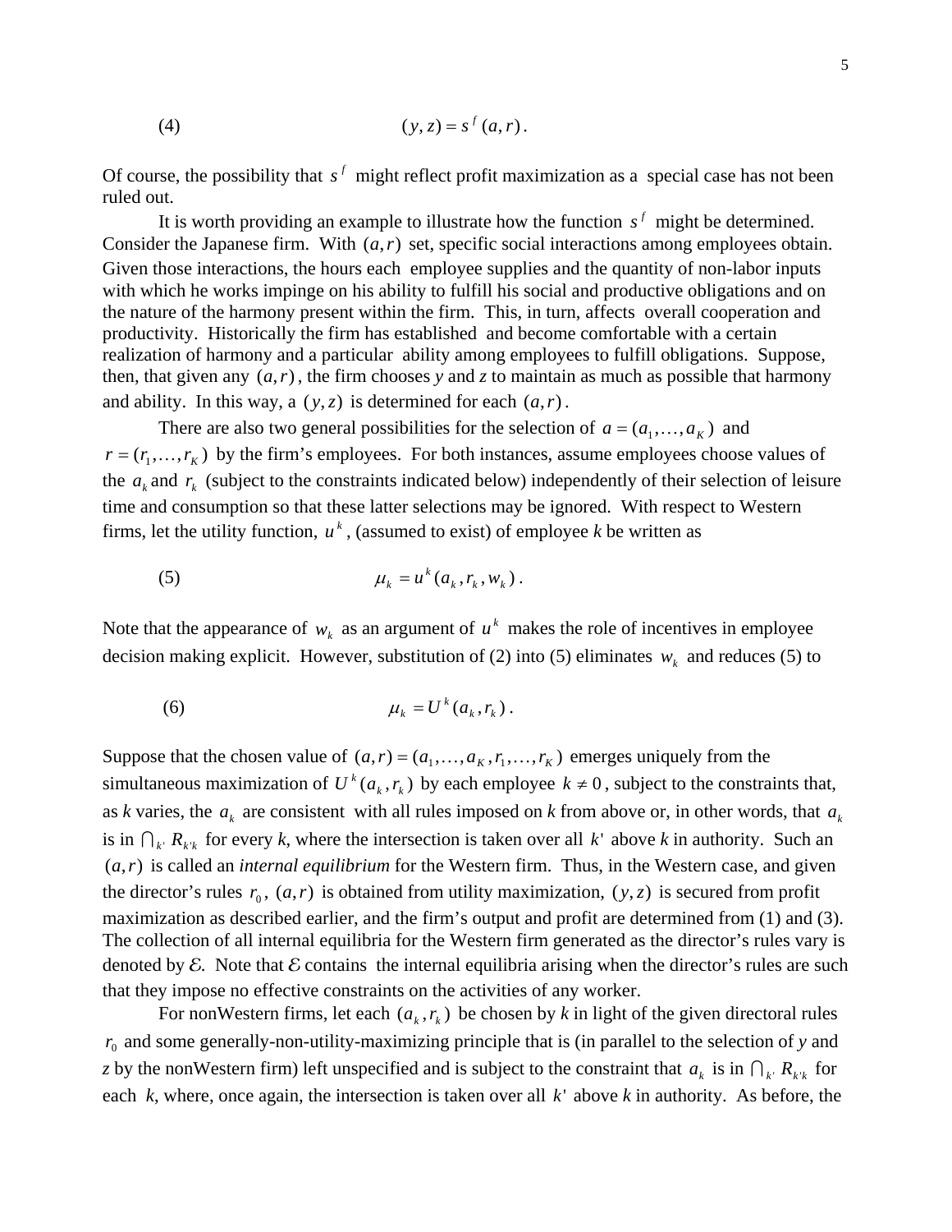$$(4) \qquad (y,z) = s^f(a,r).$$

Of course, the possibility that $s^f$ might reflect profit maximization as a special case has not been ruled out.

It is worth providing an example to illustrate how the function $s^f$ might be determined. Consider the Japanese firm. With $(a,r)$ set, specific social interactions among employees obtain. Given those interactions, the hours each employee supplies and the quantity of non-labor inputs with which he works impinge on his ability to fulfill his social and productive obligations and on the nature of the harmony present within the firm. This, in turn, affects overall cooperation and productivity. Historically the firm has established and become comfortable with a certain realization of harmony and a particular ability among employees to fulfill obligations. Suppose, then, that given any $(a,r)$, the firm chooses *y* and *z* to maintain as much as possible that harmony and ability. In this way, a $(y,z)$ is determined for each $(a,r)$.

There are also two general possibilities for the selection of $a = (a_1,\ldots,a_K)$ and $r = (r_1,\ldots,r_K)$ by the firm's employees. For both instances, assume employees choose values of the $a_k$ and $r_k$ (subject to the constraints indicated below) independently of their selection of leisure time and consumption so that these latter selections may be ignored. With respect to Western firms, let the utility function, $u^k$, (assumed to exist) of employee *k* be written as

$$(5) \qquad \mu_k = u^k(a_k, r_k, w_k).$$

Note that the appearance of $w_k$ as an argument of $u^k$ makes the role of incentives in employee decision making explicit. However, substitution of (2) into (5) eliminates $w_k$ and reduces (5) to

$$(6) \qquad \mu_k = U^k(a_k, r_k).$$

Suppose that the chosen value of $(a,r) = (a_1,\ldots,a_K,r_1,\ldots,r_K)$ emerges uniquely from the simultaneous maximization of $U^k(a_k,r_k)$ by each employee $k \neq 0$, subject to the constraints that, as *k* varies, the $a_k$ are consistent with all rules imposed on *k* from above or, in other words, that $a_k$ is in $\bigcap_{k'} R_{k'k}$ for every *k*, where the intersection is taken over all $k'$ above *k* in authority. Such an $(a,r)$ is called an *internal equilibrium* for the Western firm. Thus, in the Western case, and given the director's rules $r_0$, $(a,r)$ is obtained from utility maximization, $(y,z)$ is secured from profit maximization as described earlier, and the firm's output and profit are determined from (1) and (3). The collection of all internal equilibria for the Western firm generated as the director's rules vary is denoted by $\mathcal{E}$. Note that $\mathcal{E}$ contains the internal equilibria arising when the director's rules are such that they impose no effective constraints on the activities of any worker.

For nonWestern firms, let each $(a_k,r_k)$ be chosen by *k* in light of the given directoral rules $r_0$ and some generally-non-utility-maximizing principle that is (in parallel to the selection of *y* and *z* by the nonWestern firm) left unspecified and is subject to the constraint that $a_k$ is in $\bigcap_{k'} R_{k'k}$ for each *k*, where, once again, the intersection is taken over all $k'$ above *k* in authority. As before, the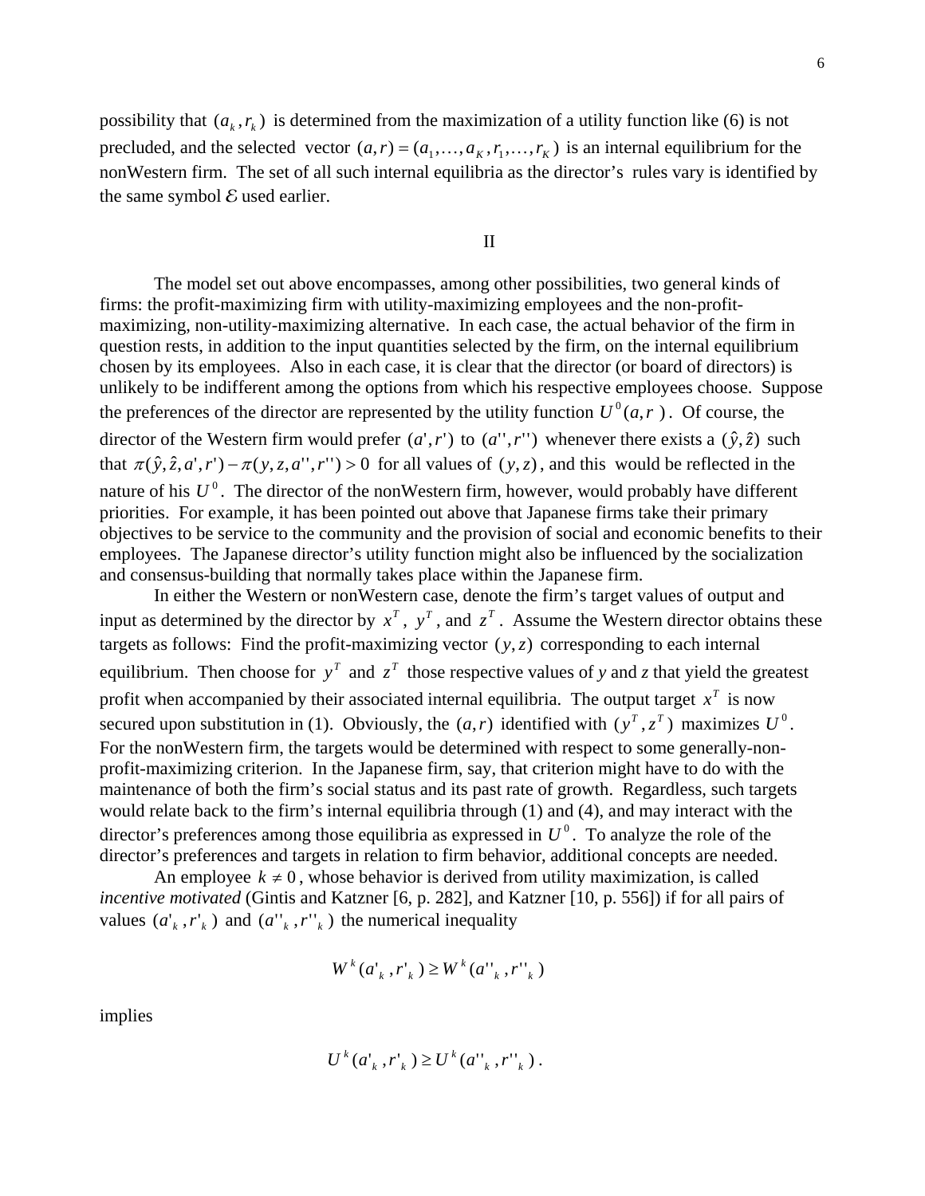possibility that $(a_k, r_k)$ is determined from the maximization of a utility function like (6) is not precluded, and the selected vector $(a,r) = (a_1,\ldots,a_K, r_1,\ldots,r_K)$ is an internal equilibrium for the nonWestern firm. The set of all such internal equilibria as the director's rules vary is identified by the same symbol $\mathcal{E}$ used earlier.

## II

The model set out above encompasses, among other possibilities, two general kinds of firms: the profit-maximizing firm with utility-maximizing employees and the non-profit-maximizing, non-utility-maximizing alternative. In each case, the actual behavior of the firm in question rests, in addition to the input quantities selected by the firm, on the internal equilibrium chosen by its employees. Also in each case, it is clear that the director (or board of directors) is unlikely to be indifferent among the options from which his respective employees choose. Suppose the preferences of the director are represented by the utility function $U^0(a,r)$. Of course, the director of the Western firm would prefer $(a', r')$ to $(a'', r'')$ whenever there exists a $(\hat{y}, \hat{z})$ such that $\pi(\hat{y}, \hat{z}, a', r') - \pi(y, z, a'', r'') > 0$ for all values of $(y,z)$, and this would be reflected in the nature of his $U^0$. The director of the nonWestern firm, however, would probably have different priorities. For example, it has been pointed out above that Japanese firms take their primary objectives to be service to the community and the provision of social and economic benefits to their employees. The Japanese director's utility function might also be influenced by the socialization and consensus-building that normally takes place within the Japanese firm.

In either the Western or nonWestern case, denote the firm's target values of output and input as determined by the director by $x^T$, $y^T$, and $z^T$. Assume the Western director obtains these targets as follows: Find the profit-maximizing vector $(y,z)$ corresponding to each internal equilibrium. Then choose for $y^T$ and $z^T$ those respective values of *y* and *z* that yield the greatest profit when accompanied by their associated internal equilibria. The output target $x^T$ is now secured upon substitution in (1). Obviously, the $(a,r)$ identified with $(y^T, z^T)$ maximizes $U^0$. For the nonWestern firm, the targets would be determined with respect to some generally-non-profit-maximizing criterion. In the Japanese firm, say, that criterion might have to do with the maintenance of both the firm's social status and its past rate of growth. Regardless, such targets would relate back to the firm's internal equilibria through (1) and (4), and may interact with the director's preferences among those equilibria as expressed in $U^0$. To analyze the role of the director's preferences and targets in relation to firm behavior, additional concepts are needed.

An employee $k \neq 0$, whose behavior is derived from utility maximization, is called *incentive motivated* (Gintis and Katzner [6, p. 282], and Katzner [10, p. 556]) if for all pairs of values $(a'_k, r'_k)$ and $(a''_k, r''_k)$ the numerical inequality

$$W^k(a'_k, r'_k) \geq W^k(a''_k, r''_k)$$

implies

$$U^k(a'_k, r'_k) \geq U^k(a''_k, r''_k) .$$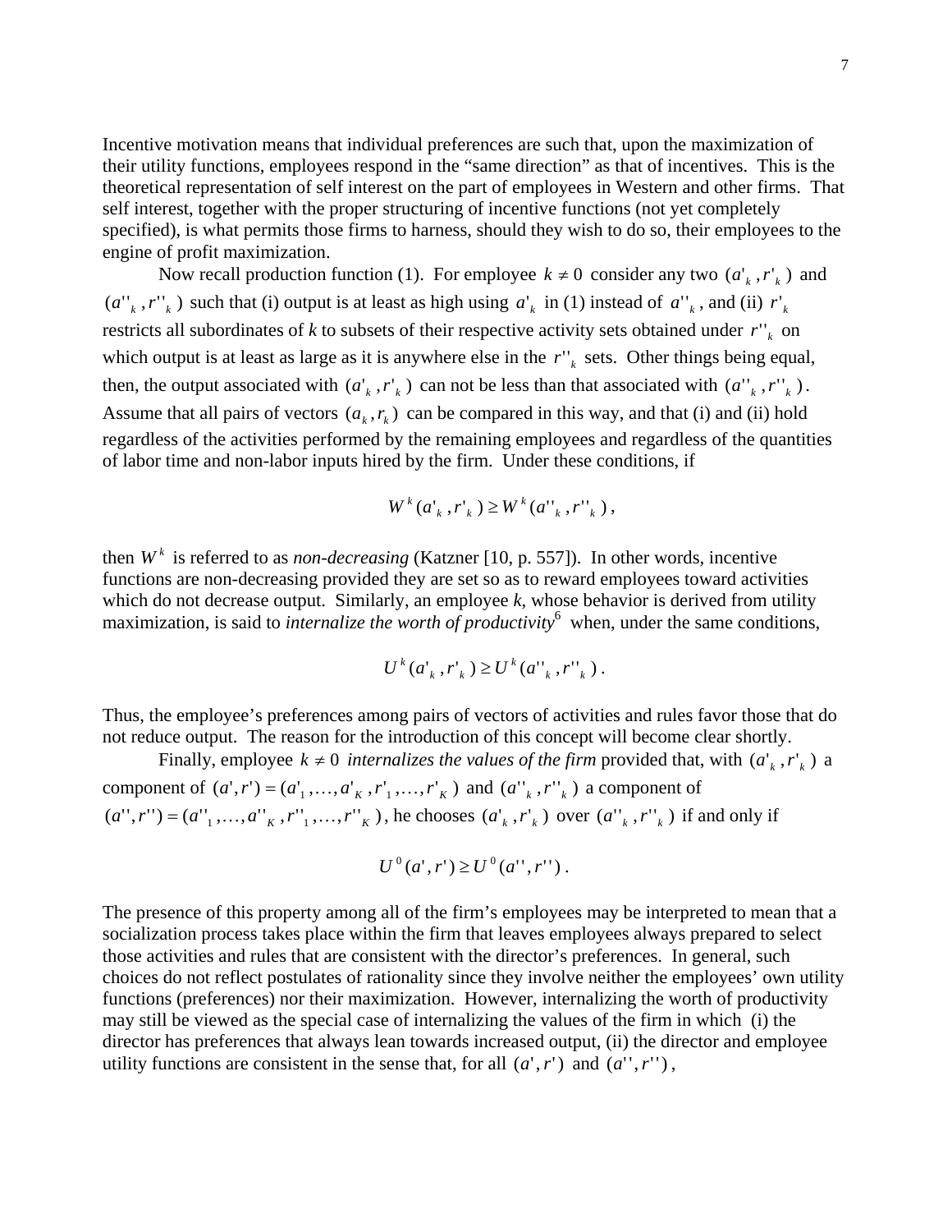Incentive motivation means that individual preferences are such that, upon the maximization of their utility functions, employees respond in the "same direction" as that of incentives. This is the theoretical representation of self interest on the part of employees in Western and other firms. That self interest, together with the proper structuring of incentive functions (not yet completely specified), is what permits those firms to harness, should they wish to do so, their employees to the engine of profit maximization.

Now recall production function (1). For employee $k \neq 0$ consider any two $(a'_k, r'_k)$ and $(a''_k, r''_k)$ such that (i) output is at least as high using $a'_k$ in (1) instead of $a''_k$, and (ii) $r'_k$ restricts all subordinates of *k* to subsets of their respective activity sets obtained under $r''_k$ on which output is at least as large as it is anywhere else in the $r''_k$ sets. Other things being equal, then, the output associated with $(a'_k, r'_k)$ can not be less than that associated with $(a''_k, r''_k)$. Assume that all pairs of vectors $(a_k, r_k)$ can be compared in this way, and that (i) and (ii) hold regardless of the activities performed by the remaining employees and regardless of the quantities of labor time and non-labor inputs hired by the firm. Under these conditions, if

$$W^k(a'_k, r'_k) \geq W^k(a''_k, r''_k),$$

then $W^k$ is referred to as *non-decreasing* (Katzner [10, p. 557]). In other words, incentive functions are non-decreasing provided they are set so as to reward employees toward activities which do not decrease output. Similarly, an employee *k*, whose behavior is derived from utility maximization, is said to *internalize the worth of productivity*[6] when, under the same conditions,

$$U^k(a'_k, r'_k) \geq U^k(a''_k, r''_k).$$

Thus, the employee's preferences among pairs of vectors of activities and rules favor those that do not reduce output. The reason for the introduction of this concept will become clear shortly.

Finally, employee $k \neq 0$ *internalizes the values of the firm* provided that, with $(a'_k, r'_k)$ a component of $(a', r') = (a'_1, \ldots, a'_K, r'_1, \ldots, r'_K)$ and $(a''_k, r''_k)$ a component of $(a'', r'') = (a''_1, \ldots, a''_K, r''_1, \ldots, r''_K)$, he chooses $(a'_k, r'_k)$ over $(a''_k, r''_k)$ if and only if

$$U^0(a', r') \geq U^0(a'', r'').$$

The presence of this property among all of the firm's employees may be interpreted to mean that a socialization process takes place within the firm that leaves employees always prepared to select those activities and rules that are consistent with the director's preferences. In general, such choices do not reflect postulates of rationality since they involve neither the employees' own utility functions (preferences) nor their maximization. However, internalizing the worth of productivity may still be viewed as the special case of internalizing the values of the firm in which (i) the director has preferences that always lean towards increased output, (ii) the director and employee utility functions are consistent in the sense that, for all $(a', r')$ and $(a'', r'')$,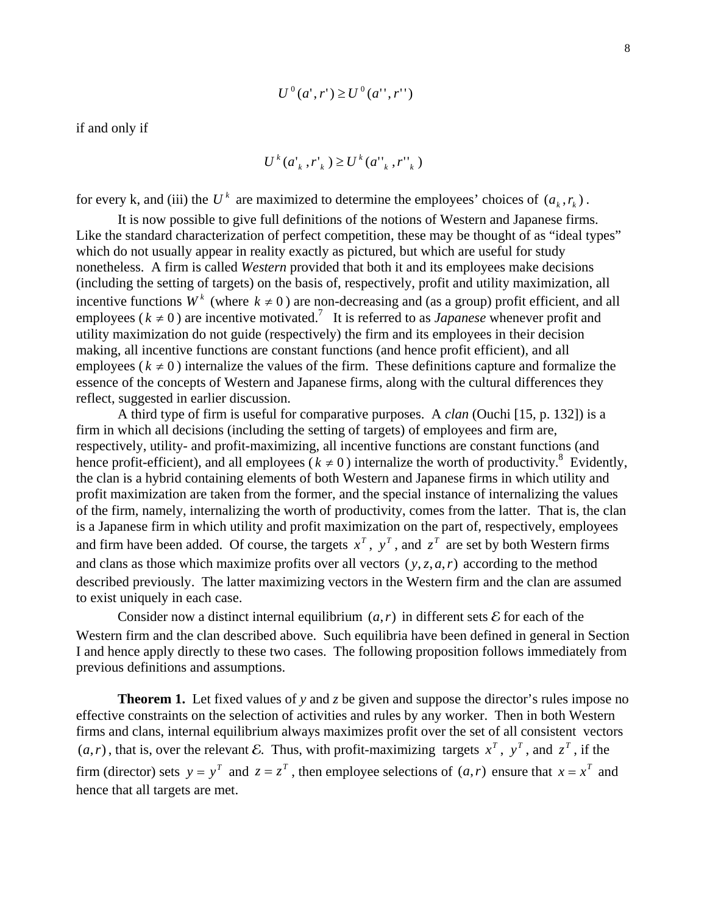$$U^0(a', r') \geq U^0(a'', r'')$$

if and only if

$$U^k(a'_k, r'_k) \geq U^k(a''_k, r''_k)$$

for every k, and (iii) the $U^k$ are maximized to determine the employees' choices of $(a_k, r_k)$.

It is now possible to give full definitions of the notions of Western and Japanese firms. Like the standard characterization of perfect competition, these may be thought of as "ideal types" which do not usually appear in reality exactly as pictured, but which are useful for study nonetheless. A firm is called *Western* provided that both it and its employees make decisions (including the setting of targets) on the basis of, respectively, profit and utility maximization, all incentive functions $W^k$ (where $k \neq 0$) are non-decreasing and (as a group) profit efficient, and all employees ($k \neq 0$) are incentive motivated.[7] It is referred to as *Japanese* whenever profit and utility maximization do not guide (respectively) the firm and its employees in their decision making, all incentive functions are constant functions (and hence profit efficient), and all employees ($k \neq 0$) internalize the values of the firm. These definitions capture and formalize the essence of the concepts of Western and Japanese firms, along with the cultural differences they reflect, suggested in earlier discussion.

A third type of firm is useful for comparative purposes. A *clan* (Ouchi [15, p. 132]) is a firm in which all decisions (including the setting of targets) of employees and firm are, respectively, utility- and profit-maximizing, all incentive functions are constant functions (and hence profit-efficient), and all employees ($k \neq 0$) internalize the worth of productivity.[8] Evidently, the clan is a hybrid containing elements of both Western and Japanese firms in which utility and profit maximization are taken from the former, and the special instance of internalizing the values of the firm, namely, internalizing the worth of productivity, comes from the latter. That is, the clan is a Japanese firm in which utility and profit maximization on the part of, respectively, employees and firm have been added. Of course, the targets $x^T$, $y^T$, and $z^T$ are set by both Western firms and clans as those which maximize profits over all vectors $(y, z, a, r)$ according to the method described previously. The latter maximizing vectors in the Western firm and the clan are assumed to exist uniquely in each case.

Consider now a distinct internal equilibrium $(a, r)$ in different sets $\mathcal{E}$ for each of the Western firm and the clan described above. Such equilibria have been defined in general in Section I and hence apply directly to these two cases. The following proposition follows immediately from previous definitions and assumptions.

**Theorem 1.** Let fixed values of *y* and *z* be given and suppose the director's rules impose no effective constraints on the selection of activities and rules by any worker. Then in both Western firms and clans, internal equilibrium always maximizes profit over the set of all consistent vectors $(a, r)$, that is, over the relevant $\mathcal{E}$. Thus, with profit-maximizing targets $x^T$, $y^T$, and $z^T$, if the firm (director) sets $y = y^T$ and $z = z^T$, then employee selections of $(a, r)$ ensure that $x = x^T$ and hence that all targets are met.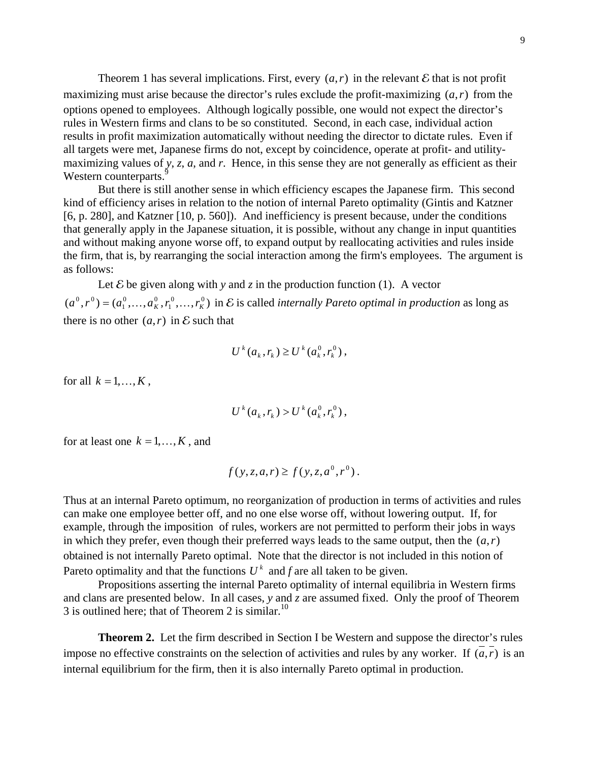Theorem 1 has several implications. First, every $(a,r)$ in the relevant $\mathcal{E}$ that is not profit maximizing must arise because the director's rules exclude the profit-maximizing $(a,r)$ from the options opened to employees. Although logically possible, one would not expect the director's rules in Western firms and clans to be so constituted. Second, in each case, individual action results in profit maximization automatically without needing the director to dictate rules. Even if all targets were met, Japanese firms do not, except by coincidence, operate at profit- and utility-maximizing values of *y*, *z*, *a*, and *r*. Hence, in this sense they are not generally as efficient as their Western counterparts.[9]

But there is still another sense in which efficiency escapes the Japanese firm. This second kind of efficiency arises in relation to the notion of internal Pareto optimality (Gintis and Katzner [6, p. 280], and Katzner [10, p. 560]). And inefficiency is present because, under the conditions that generally apply in the Japanese situation, it is possible, without any change in input quantities and without making anyone worse off, to expand output by reallocating activities and rules inside the firm, that is, by rearranging the social interaction among the firm's employees. The argument is as follows:

Let $\mathcal{E}$ be given along with *y* and *z* in the production function (1). A vector $(a^0, r^0) = (a_1^0, \ldots, a_K^0, r_1^0, \ldots, r_K^0)$ in $\mathcal{E}$ is called *internally Pareto optimal in production* as long as there is no other $(a,r)$ in $\mathcal{E}$ such that

$$U^k(a_k, r_k) \geq U^k(a_k^0, r_k^0),$$

for all $k = 1, \ldots, K$,

$$U^k(a_k, r_k) > U^k(a_k^0, r_k^0),$$

for at least one $k = 1, \ldots, K$, and

$$f(y, z, a, r) \geq f(y, z, a^0, r^0).$$

Thus at an internal Pareto optimum, no reorganization of production in terms of activities and rules can make one employee better off, and no one else worse off, without lowering output. If, for example, through the imposition of rules, workers are not permitted to perform their jobs in ways in which they prefer, even though their preferred ways leads to the same output, then the $(a,r)$ obtained is not internally Pareto optimal. Note that the director is not included in this notion of Pareto optimality and that the functions $U^k$ and *f* are all taken to be given.

Propositions asserting the internal Pareto optimality of internal equilibria in Western firms and clans are presented below. In all cases, *y* and *z* are assumed fixed. Only the proof of Theorem 3 is outlined here; that of Theorem 2 is similar.[10]

**Theorem 2.** Let the firm described in Section I be Western and suppose the director's rules impose no effective constraints on the selection of activities and rules by any worker. If $(\bar{a}, \bar{r})$ is an internal equilibrium for the firm, then it is also internally Pareto optimal in production.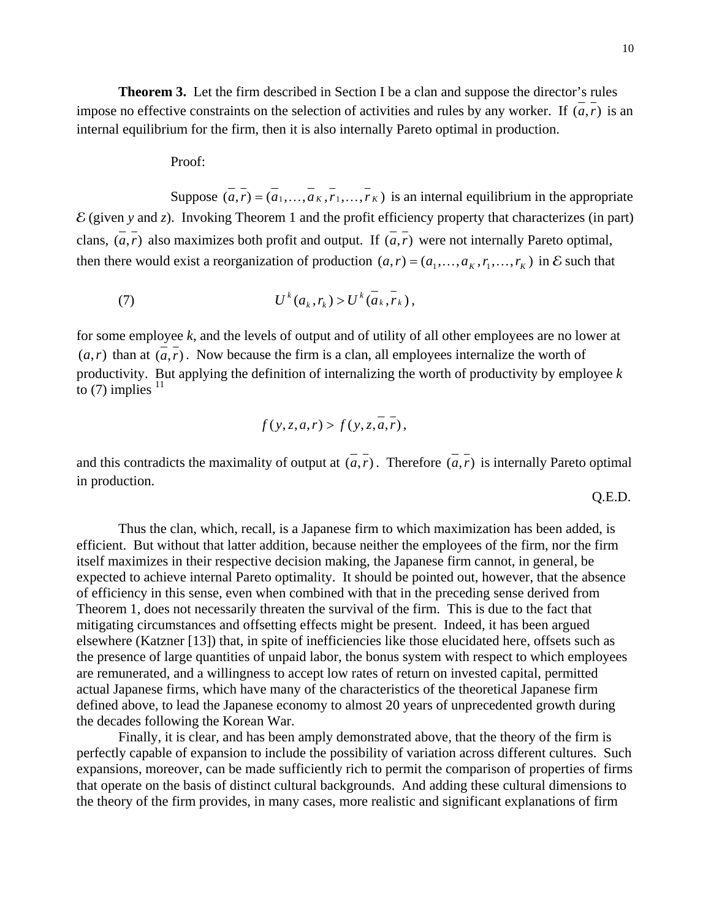**Theorem 3.** Let the firm described in Section I be a clan and suppose the director's rules impose no effective constraints on the selection of activities and rules by any worker. If $(\overline{a}, \overline{r})$ is an internal equilibrium for the firm, then it is also internally Pareto optimal in production.

Proof:

Suppose $(\overline{a}, \overline{r}) = (\overline{a}_1, \ldots, \overline{a}_K, \overline{r}_1, \ldots, \overline{r}_K)$ is an internal equilibrium in the appropriate $\mathcal{E}$ (given *y* and *z*). Invoking Theorem 1 and the profit efficiency property that characterizes (in part) clans, $(\overline{a}, \overline{r})$ also maximizes both profit and output. If $(\overline{a}, \overline{r})$ were not internally Pareto optimal, then there would exist a reorganization of production $(a, r) = (a_1, \ldots, a_K, r_1, \ldots, r_K)$ in $\mathcal{E}$ such that

$$U^k(a_k, r_k) > U^k(\overline{a}_k, \overline{r}_k), \tag{7}$$

for some employee *k*, and the levels of output and of utility of all other employees are no lower at $(a, r)$ than at $(\overline{a}, \overline{r})$. Now because the firm is a clan, all employees internalize the worth of productivity. But applying the definition of internalizing the worth of productivity by employee *k* to (7) implies [11]

$$f(y, z, a, r) > f(y, z, \overline{a}, \overline{r}),$$

and this contradicts the maximality of output at $(\overline{a}, \overline{r})$. Therefore $(\overline{a}, \overline{r})$ is internally Pareto optimal in production.

Q.E.D.

Thus the clan, which, recall, is a Japanese firm to which maximization has been added, is efficient. But without that latter addition, because neither the employees of the firm, nor the firm itself maximizes in their respective decision making, the Japanese firm cannot, in general, be expected to achieve internal Pareto optimality. It should be pointed out, however, that the absence of efficiency in this sense, even when combined with that in the preceding sense derived from Theorem 1, does not necessarily threaten the survival of the firm. This is due to the fact that mitigating circumstances and offsetting effects might be present. Indeed, it has been argued elsewhere (Katzner [13]) that, in spite of inefficiencies like those elucidated here, offsets such as the presence of large quantities of unpaid labor, the bonus system with respect to which employees are remunerated, and a willingness to accept low rates of return on invested capital, permitted actual Japanese firms, which have many of the characteristics of the theoretical Japanese firm defined above, to lead the Japanese economy to almost 20 years of unprecedented growth during the decades following the Korean War.

Finally, it is clear, and has been amply demonstrated above, that the theory of the firm is perfectly capable of expansion to include the possibility of variation across different cultures. Such expansions, moreover, can be made sufficiently rich to permit the comparison of properties of firms that operate on the basis of distinct cultural backgrounds. And adding these cultural dimensions to the theory of the firm provides, in many cases, more realistic and significant explanations of firm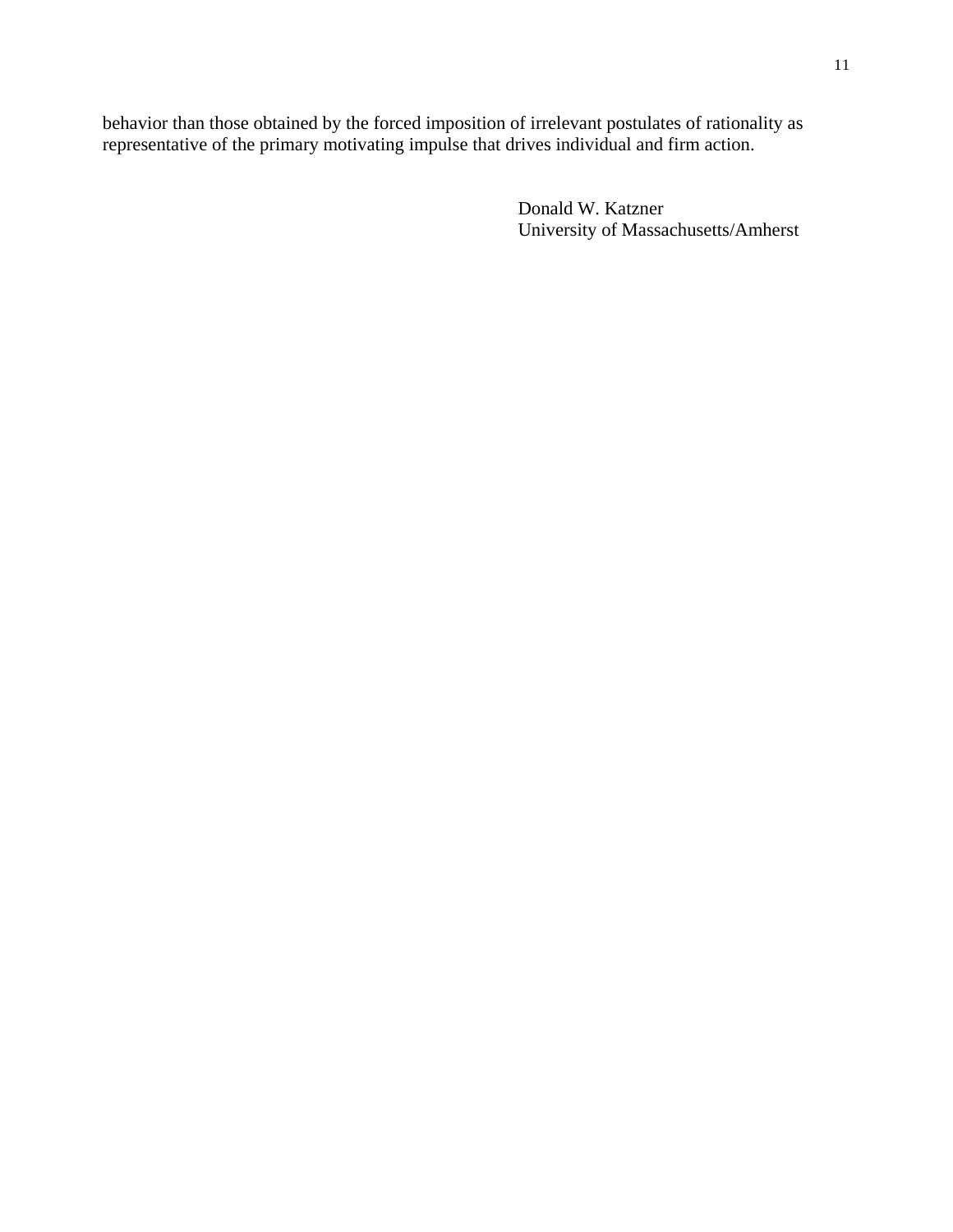behavior than those obtained by the forced imposition of irrelevant postulates of rationality as representative of the primary motivating impulse that drives individual and firm action.

Donald W. Katzner
University of Massachusetts/Amherst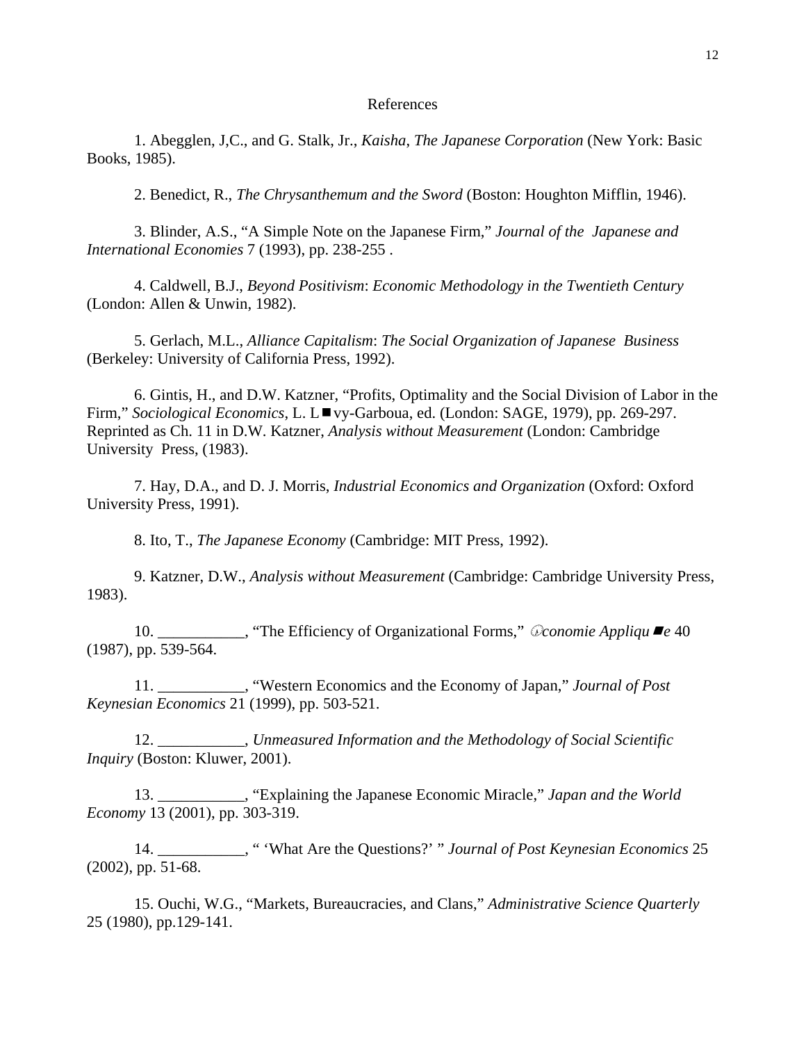# References

1. Abegglen, J,C., and G. Stalk, Jr., *Kaisha, The Japanese Corporation* (New York: Basic Books, 1985).

2. Benedict, R., *The Chrysanthemum and the Sword* (Boston: Houghton Mifflin, 1946).

3. Blinder, A.S., "A Simple Note on the Japanese Firm," *Journal of the Japanese and International Economies* 7 (1993), pp. 238-255 .

4. Caldwell, B.J., *Beyond Positivism*: *Economic Methodology in the Twentieth Century* (London: Allen & Unwin, 1982).

5. Gerlach, M.L., *Alliance Capitalism*: *The Social Organization of Japanese Business* (Berkeley: University of California Press, 1992).

6. Gintis, H., and D.W. Katzner, "Profits, Optimality and the Social Division of Labor in the Firm," *Sociological Economics*, L. Lévy-Garboua, ed. (London: SAGE, 1979), pp. 269-297. Reprinted as Ch. 11 in D.W. Katzner, *Analysis without Measurement* (London: Cambridge University Press, (1983).

7. Hay, D.A., and D. J. Morris, *Industrial Economics and Organization* (Oxford: Oxford University Press, 1991).

8. Ito, T., *The Japanese Economy* (Cambridge: MIT Press, 1992).

9. Katzner, D.W., *Analysis without Measurement* (Cambridge: Cambridge University Press, 1983).

10. ___________, "The Efficiency of Organizational Forms," *Économie Appliquée* 40 (1987), pp. 539-564.

11. ___________, "Western Economics and the Economy of Japan," *Journal of Post Keynesian Economics* 21 (1999), pp. 503-521.

12. ___________, *Unmeasured Information and the Methodology of Social Scientific Inquiry* (Boston: Kluwer, 2001).

13. ___________, "Explaining the Japanese Economic Miracle," *Japan and the World Economy* 13 (2001), pp. 303-319.

14. ___________, " 'What Are the Questions?' " *Journal of Post Keynesian Economics* 25 (2002), pp. 51-68.

15. Ouchi, W.G., "Markets, Bureaucracies, and Clans," *Administrative Science Quarterly* 25 (1980), pp.129-141.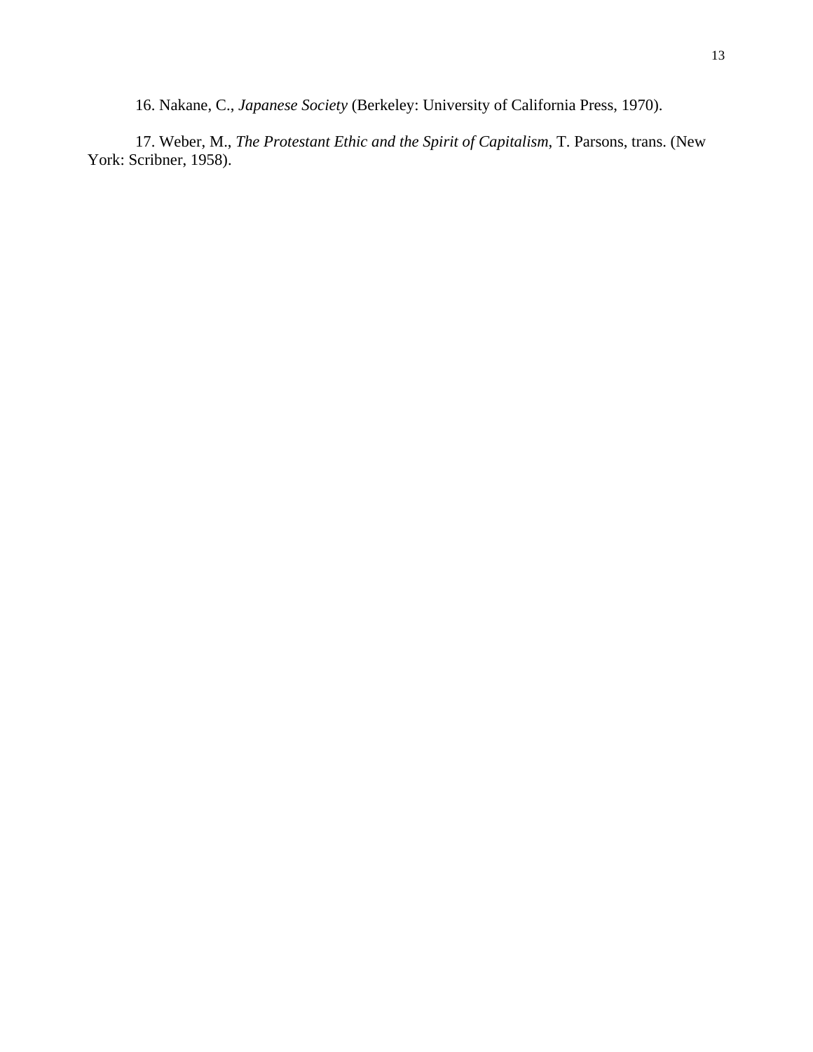16. Nakane, C., *Japanese Society* (Berkeley: University of California Press, 1970).

17. Weber, M., *The Protestant Ethic and the Spirit of Capitalism*, T. Parsons, trans. (New York: Scribner, 1958).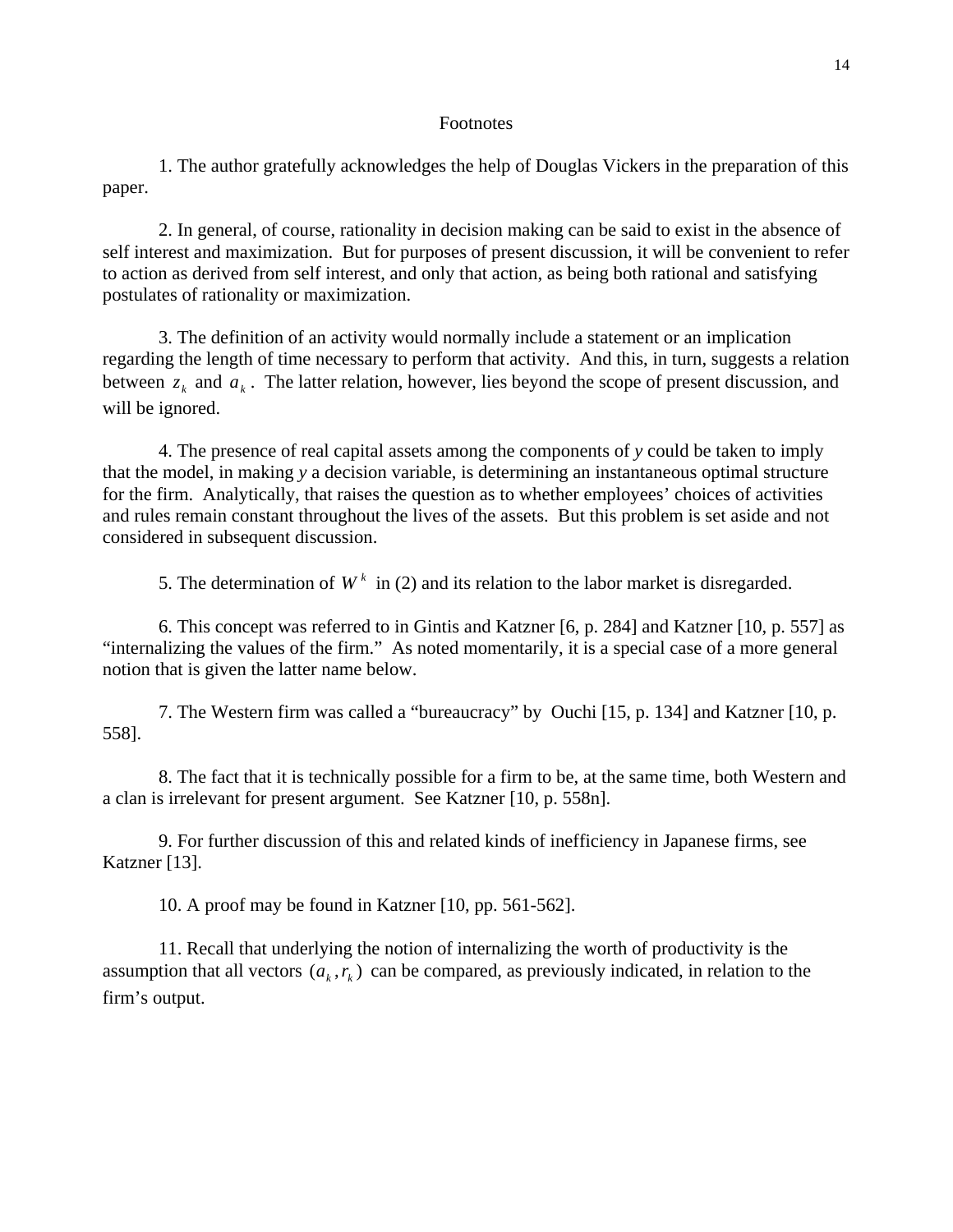## Footnotes

1. The author gratefully acknowledges the help of Douglas Vickers in the preparation of this paper.

2. In general, of course, rationality in decision making can be said to exist in the absence of self interest and maximization. But for purposes of present discussion, it will be convenient to refer to action as derived from self interest, and only that action, as being both rational and satisfying postulates of rationality or maximization.

3. The definition of an activity would normally include a statement or an implication regarding the length of time necessary to perform that activity. And this, in turn, suggests a relation between $z_k$ and $a_k$. The latter relation, however, lies beyond the scope of present discussion, and will be ignored.

4. The presence of real capital assets among the components of *y* could be taken to imply that the model, in making *y* a decision variable, is determining an instantaneous optimal structure for the firm. Analytically, that raises the question as to whether employees' choices of activities and rules remain constant throughout the lives of the assets. But this problem is set aside and not considered in subsequent discussion.

5. The determination of $W^k$ in (2) and its relation to the labor market is disregarded.

6. This concept was referred to in Gintis and Katzner [6, p. 284] and Katzner [10, p. 557] as "internalizing the values of the firm." As noted momentarily, it is a special case of a more general notion that is given the latter name below.

7. The Western firm was called a "bureaucracy" by Ouchi [15, p. 134] and Katzner [10, p. 558].

8. The fact that it is technically possible for a firm to be, at the same time, both Western and a clan is irrelevant for present argument. See Katzner [10, p. 558n].

9. For further discussion of this and related kinds of inefficiency in Japanese firms, see Katzner [13].

10. A proof may be found in Katzner [10, pp. 561-562].

11. Recall that underlying the notion of internalizing the worth of productivity is the assumption that all vectors $(a_k, r_k)$ can be compared, as previously indicated, in relation to the firm's output.